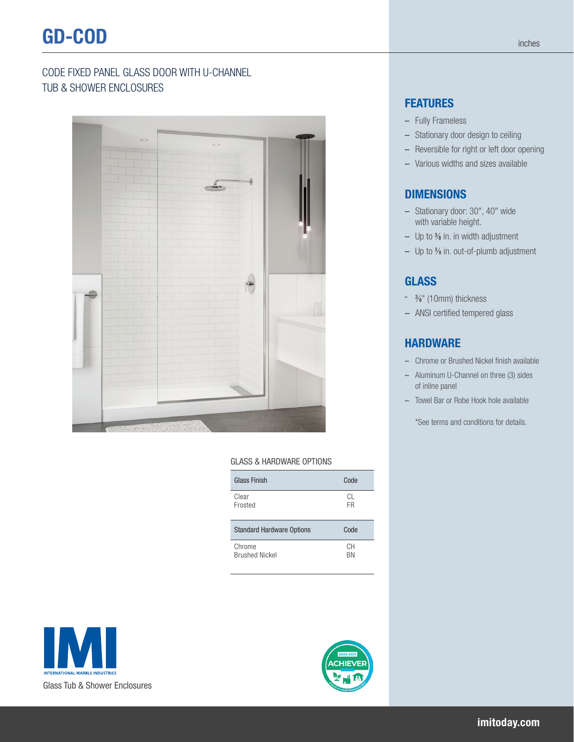# GD-COD

inches

## CODE FIXED PANEL GLASS DOOR WITH U-CHANNEL TUB & SHOWER ENCLOSURES

## FEATURES

- Fully Frameless
- Stationary door design to ceiling
- Reversible for right or left door opening
- Various widths and sizes available

## DIMENSIONS

- Stationary door: 30", 40" wide with variable height.
- Up to ⅜ in. in width adjustment
- Up to ⅜ in. out-of-plumb adjustment

## GLASS

- ⅜" (10mm) thickness
- ANSI certified tempered glass

## HARDWARE

- Chrome or Brushed Nickel finish available
- Aluminum U-Channel on three (3) sides of inline panel
- Towel Bar or Robe Hook hole available

*See terms and conditions for details.

GLASS & HARDWARE OPTIONS

| Glass Finish | Code |
|---|---|
| Clear | CL |
| Frosted | FR |

| Standard Hardware Options | Code |
|---|---|
| Chrome | CH |
| Brushed Nickel | BN |

INTERNATIONAL MARBLE INDUSTRIES

Glass Tub & Shower Enclosures

imitoday.com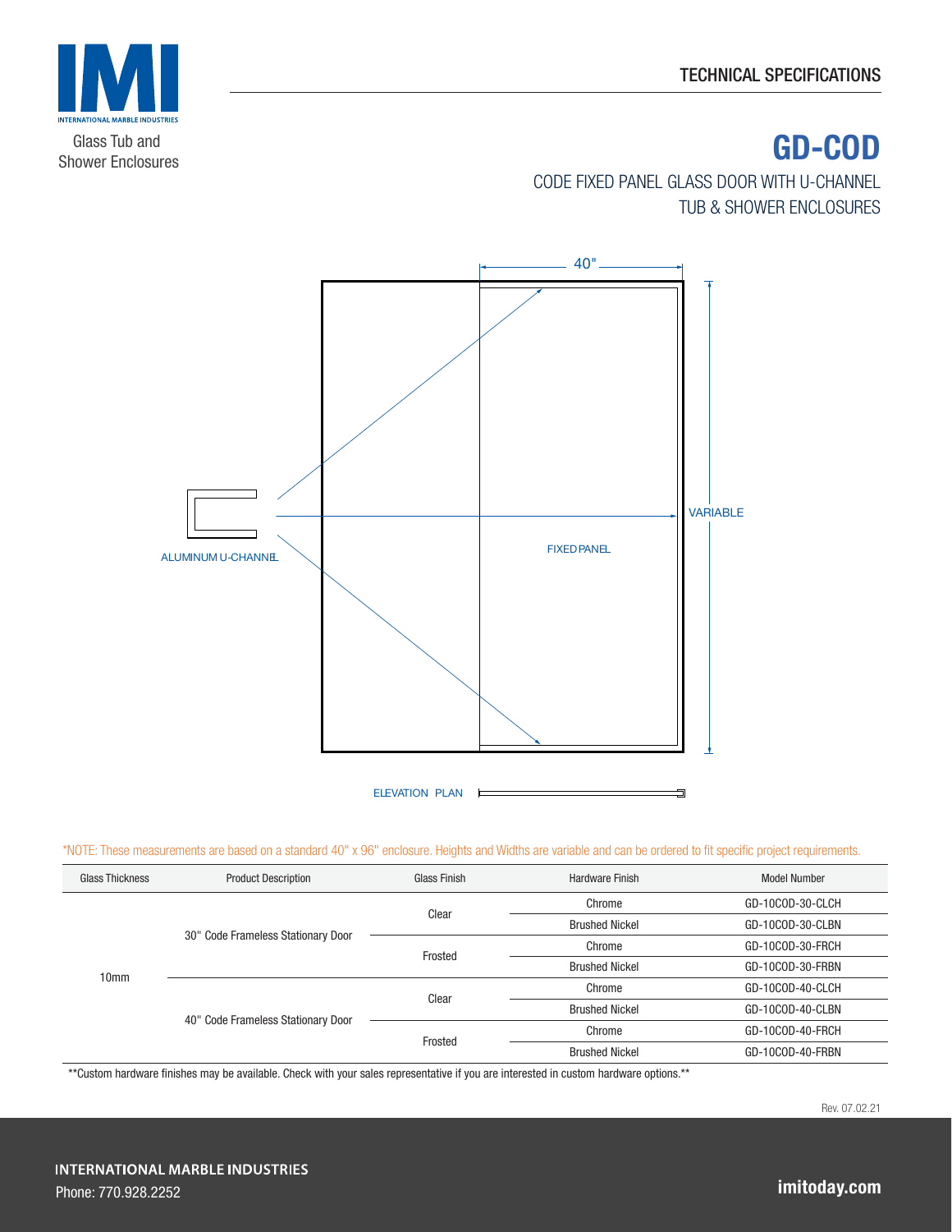INTERNATIONAL MARBLE INDUSTRIES

Glass Tub and Shower Enclosures

TECHNICAL SPECIFICATIONS

# GD-COD

## CODE FIXED PANEL GLASS DOOR WITH U-CHANNEL TUB & SHOWER ENCLOSURES

40"

VARIABLE

ALUMINUM U-CHANNEL

FIXED PANEL

ELEVATION PLAN

*NOTE: These measurements are based on a standard 40" x 96" enclosure. Heights and Widths are variable and can be ordered to fit specific project requirements.

| Glass Thickness | Product Description | Glass Finish | Hardware Finish | Model Number |
|---|---|---|---|---|
| 10mm | 30" Code Frameless Stationary Door | Clear | Chrome | GD-10COD-30-CLCH |
| | | | Brushed Nickel | GD-10COD-30-CLBN |
| | | Frosted | Chrome | GD-10COD-30-FRCH |
| | | | Brushed Nickel | GD-10COD-30-FRBN |
| | 40" Code Frameless Stationary Door | Clear | Chrome | GD-10COD-40-CLCH |
| | | | Brushed Nickel | GD-10COD-40-CLBN |
| | | Frosted | Chrome | GD-10COD-40-FRCH |
| | | | Brushed Nickel | GD-10COD-40-FRBN |

**Custom hardware finishes may be available. Check with your sales representative if you are interested in custom hardware options.**

Rev. 07.02.21

**INTERNATIONAL MARBLE INDUSTRIES**

Phone: 770.928.2252

**imitoday.com**